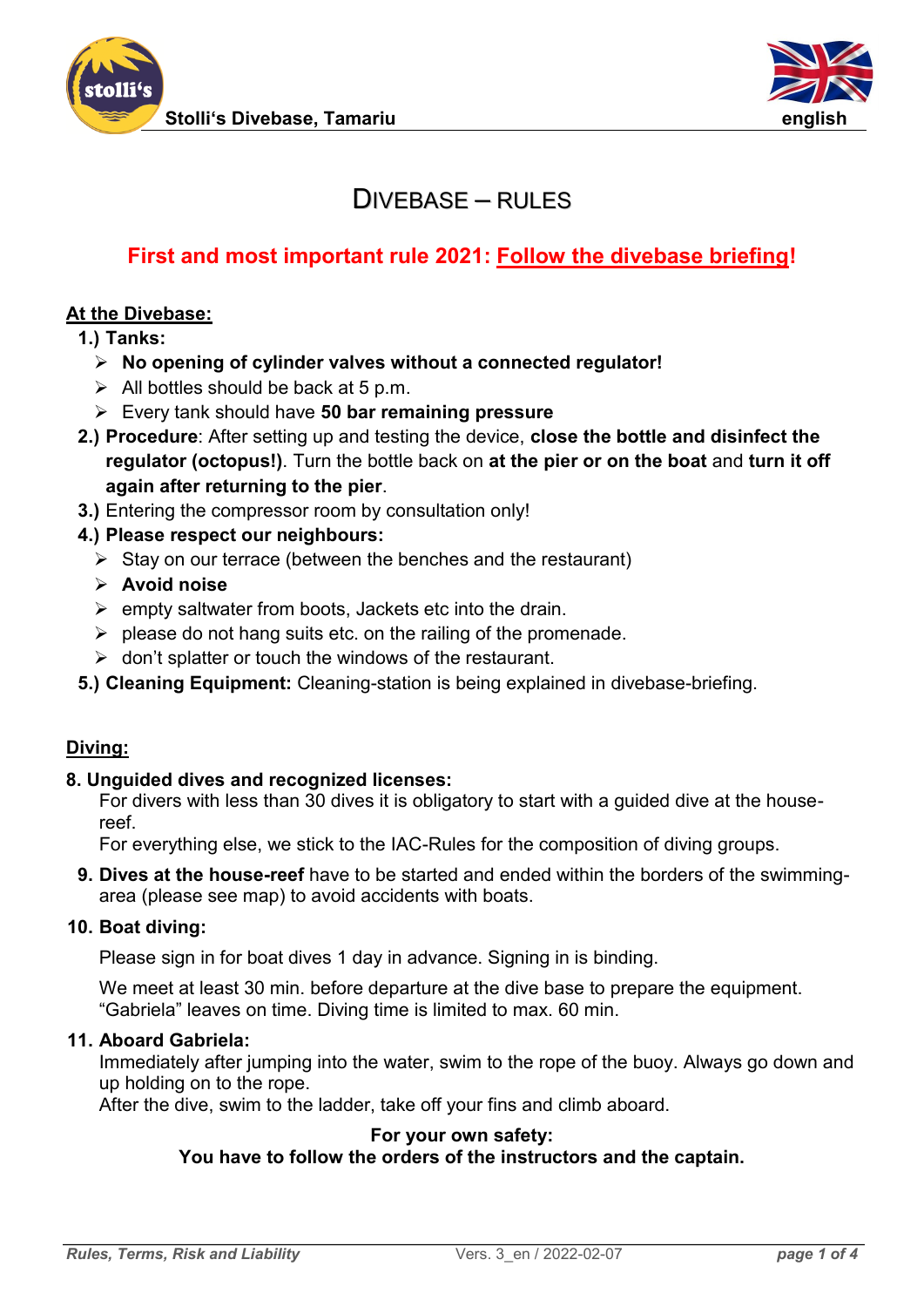Stolli's Divebase, Tamariu

english

# DIVEBASE – RULES

**First and most important rule 2021: Follow the divebase briefing!**

## At the Divebase:

1.) **Tanks:**
- **No opening of cylinder valves without a connected regulator!**
- All bottles should be back at 5 p.m.
- Every tank should have **50 bar remaining pressure**

2.) **Procedure**: After setting up and testing the device, **close the bottle and disinfect the regulator (octopus!)**. Turn the bottle back on **at the pier or on the boat** and **turn it off again after returning to the pier**.

3.) Entering the compressor room by consultation only!

4.) **Please respect our neighbours:**
- Stay on our terrace (between the benches and the restaurant)
- **Avoid noise**
- empty saltwater from boots, Jackets etc into the drain.
- please do not hang suits etc. on the railing of the promenade.
- don't splatter or touch the windows of the restaurant.

5.) **Cleaning Equipment:** Cleaning-station is being explained in divebase-briefing.

## Diving:

**8. Unguided dives and recognized licenses:**

For divers with less than 30 dives it is obligatory to start with a guided dive at the house-reef.

For everything else, we stick to the IAC-Rules for the composition of diving groups.

**9. Dives at the house-reef** have to be started and ended within the borders of the swimming-area (please see map) to avoid accidents with boats.

**10. Boat diving:**

Please sign in for boat dives 1 day in advance. Signing in is binding.

We meet at least 30 min. before departure at the dive base to prepare the equipment. "Gabriela" leaves on time. Diving time is limited to max. 60 min.

**11. Aboard Gabriela:**

Immediately after jumping into the water, swim to the rope of the buoy. Always go down and up holding on to the rope.

After the dive, swim to the ladder, take off your fins and climb aboard.

**For your own safety:**
**You have to follow the orders of the instructors and the captain.**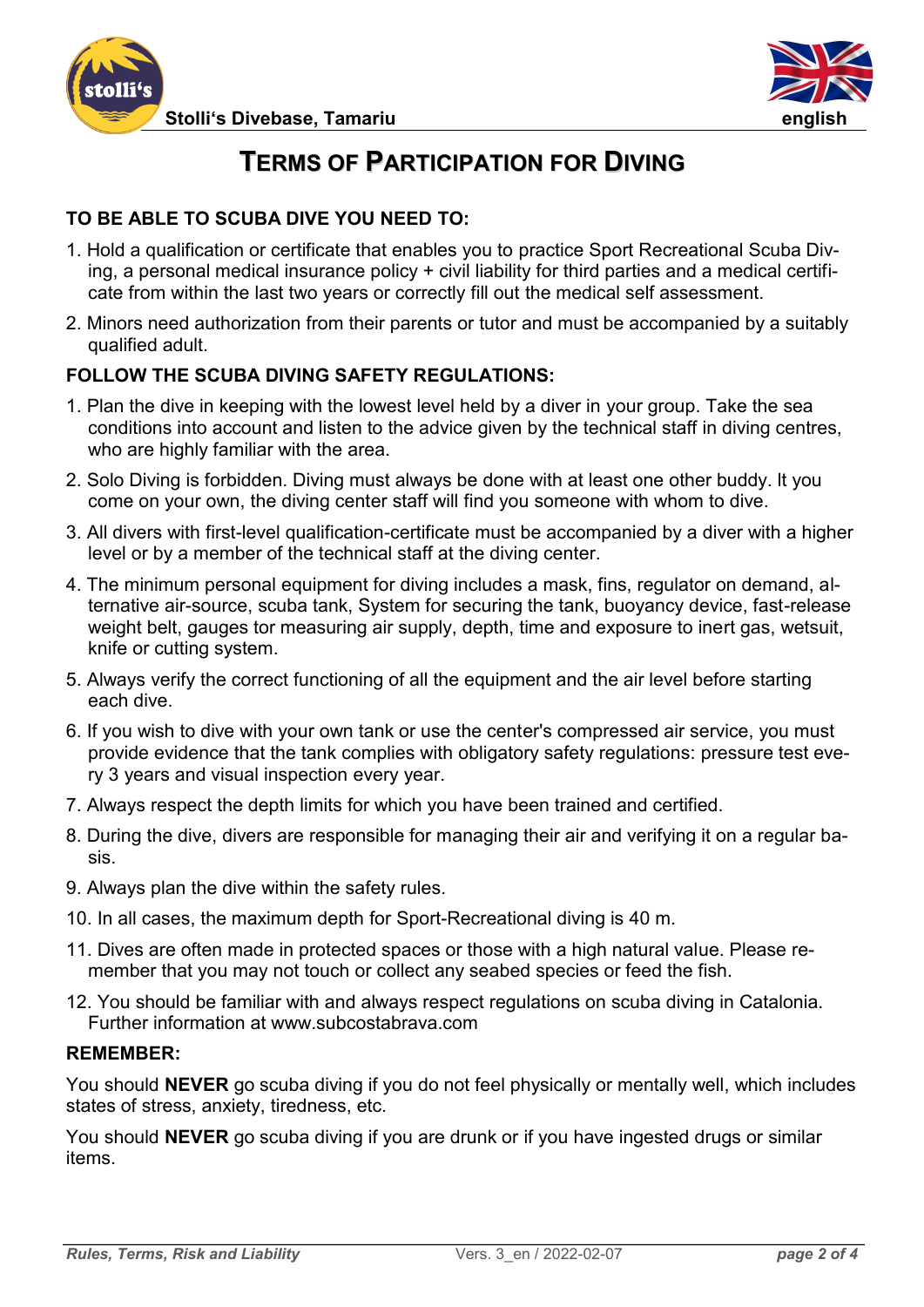# Terms of Participation for Diving

### TO BE ABLE TO SCUBA DIVE YOU NEED TO:

1. Hold a qualification or certificate that enables you to practice Sport Recreational Scuba Diving, a personal medical insurance policy + civil liability for third parties and a medical certificate from within the last two years or correctly fill out the medical self assessment.
2. Minors need authorization from their parents or tutor and must be accompanied by a suitably qualified adult.

### FOLLOW THE SCUBA DIVING SAFETY REGULATIONS:

1. Plan the dive in keeping with the lowest level held by a diver in your group. Take the sea conditions into account and listen to the advice given by the technical staff in diving centres, who are highly familiar with the area.
2. Solo Diving is forbidden. Diving must always be done with at least one other buddy. It you come on your own, the diving center staff will find you someone with whom to dive.
3. All divers with first-level qualification-certificate must be accompanied by a diver with a higher level or by a member of the technical staff at the diving center.
4. The minimum personal equipment for diving includes a mask, fins, regulator on demand, alternative air-source, scuba tank, System for securing the tank, buoyancy device, fast-release weight belt, gauges tor measuring air supply, depth, time and exposure to inert gas, wetsuit, knife or cutting system.
5. Always verify the correct functioning of all the equipment and the air level before starting each dive.
6. If you wish to dive with your own tank or use the center's compressed air service, you must provide evidence that the tank complies with obligatory safety regulations: pressure test every 3 years and visual inspection every year.
7. Always respect the depth limits for which you have been trained and certified.
8. During the dive, divers are responsible for managing their air and verifying it on a regular basis.
9. Always plan the dive within the safety rules.
10. In all cases, the maximum depth for Sport-Recreational diving is 40 m.
11. Dives are often made in protected spaces or those with a high natural value. Please remember that you may not touch or collect any seabed species or feed the fish.
12. You should be familiar with and always respect regulations on scuba diving in Catalonia. Further information at www.subcostabrava.com

### REMEMBER:

You should **NEVER** go scuba diving if you do not feel physically or mentally well, which includes states of stress, anxiety, tiredness, etc.

You should **NEVER** go scuba diving if you are drunk or if you have ingested drugs or similar items.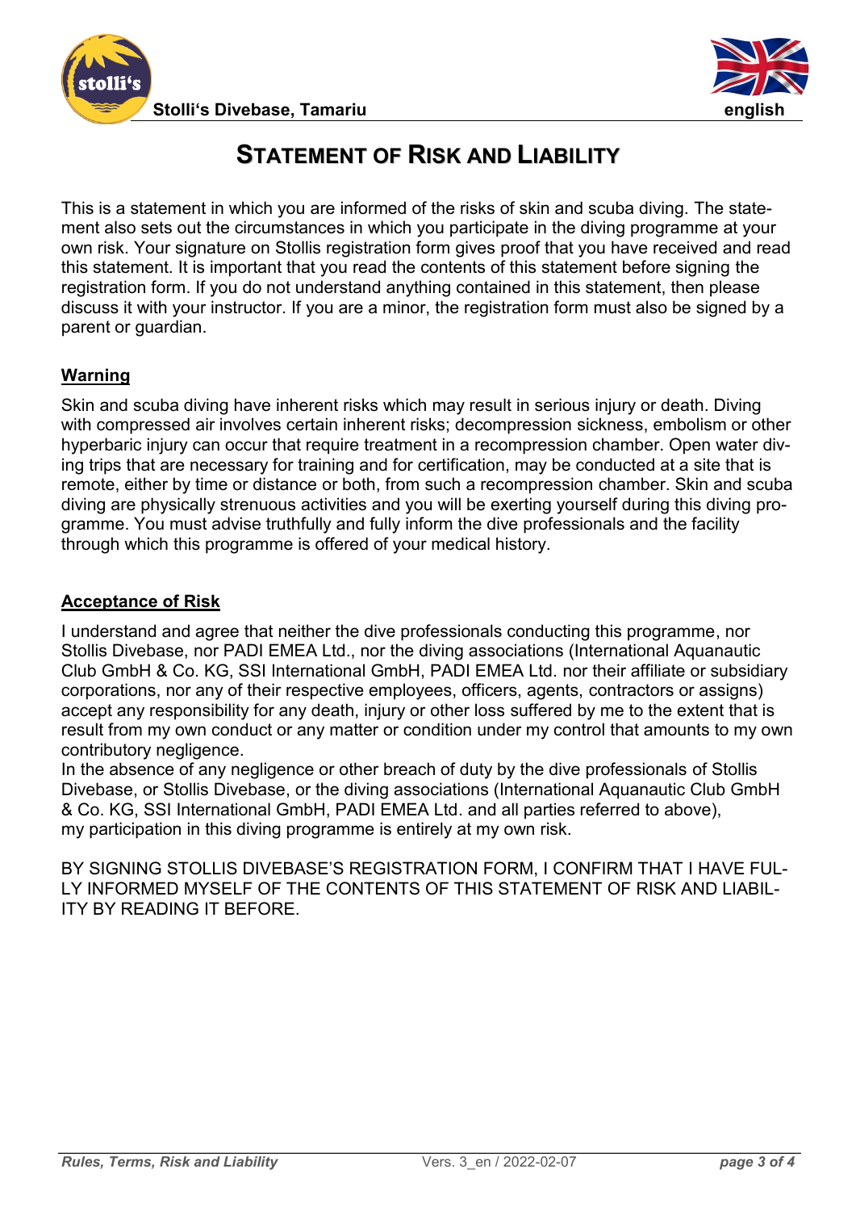# Statement of Risk and Liability

This is a statement in which you are informed of the risks of skin and scuba diving. The statement also sets out the circumstances in which you participate in the diving programme at your own risk. Your signature on Stollis registration form gives proof that you have received and read this statement. It is important that you read the contents of this statement before signing the registration form. If you do not understand anything contained in this statement, then please discuss it with your instructor. If you are a minor, the registration form must also be signed by a parent or guardian.

## Warning

Skin and scuba diving have inherent risks which may result in serious injury or death. Diving with compressed air involves certain inherent risks; decompression sickness, embolism or other hyperbaric injury can occur that require treatment in a recompression chamber. Open water diving trips that are necessary for training and for certification, may be conducted at a site that is remote, either by time or distance or both, from such a recompression chamber. Skin and scuba diving are physically strenuous activities and you will be exerting yourself during this diving programme. You must advise truthfully and fully inform the dive professionals and the facility through which this programme is offered of your medical history.

## Acceptance of Risk

I understand and agree that neither the dive professionals conducting this programme, nor Stollis Divebase, nor PADI EMEA Ltd., nor the diving associations (International Aquanautic Club GmbH & Co. KG, SSI International GmbH, PADI EMEA Ltd. nor their affiliate or subsidiary corporations, nor any of their respective employees, officers, agents, contractors or assigns) accept any responsibility for any death, injury or other loss suffered by me to the extent that is result from my own conduct or any matter or condition under my control that amounts to my own contributory negligence.

In the absence of any negligence or other breach of duty by the dive professionals of Stollis Divebase, or Stollis Divebase, or the diving associations (International Aquanautic Club GmbH & Co. KG, SSI International GmbH, PADI EMEA Ltd. and all parties referred to above), my participation in this diving programme is entirely at my own risk.

BY SIGNING STOLLIS DIVEBASE'S REGISTRATION FORM, I CONFIRM THAT I HAVE FULLY INFORMED MYSELF OF THE CONTENTS OF THIS STATEMENT OF RISK AND LIABILITY BY READING IT BEFORE.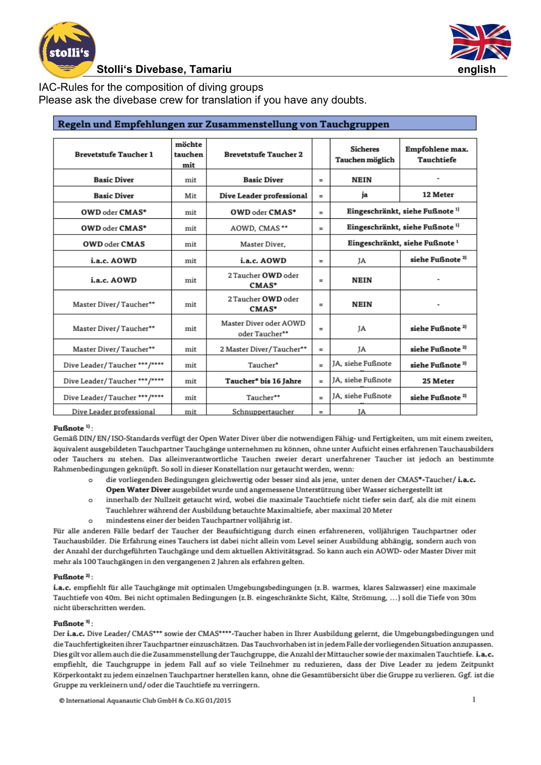Stolli's Divebase, Tamariu

english

IAC-Rules for the composition of diving groups
Please ask the divebase crew for translation if you have any doubts.

## Regeln und Empfehlungen zur Zusammenstellung von Tauchgruppen

| Brevetstufe Taucher 1 | möchte tauchen mit | Brevetstufe Taucher 2 | | Sicheres Tauchen möglich | Empfohlene max. Tauchtiefe |
|---|---|---|---|---|---|
| **Basic Diver** | mit | **Basic Diver** | = | **NEIN** | - |
| **Basic Diver** | Mit | **Dive Leader professional** | = | **ja** | **12 Meter** |
| **OWD** oder **CMAS*** | mit | **OWD** oder **CMAS*** | = | **Eingeschränkt, siehe Fußnote [1]** | |
| **OWD** oder **CMAS*** | mit | AOWD, CMAS ** | = | **Eingeschränkt, siehe Fußnote [1]** | |
| **OWD** oder **CMAS** | mit | Master Diver, | | **Eingeschränkt, siehe Fußnote [1]** | |
| **i.a.c. AOWD** | mit | **i.a.c. AOWD** | = | JA | **siehe Fußnote [2]** |
| **i.a.c. AOWD** | mit | 2 Taucher **OWD** oder **CMAS*** | = | **NEIN** | - |
| Master Diver/ Taucher** | mit | 2 Taucher **OWD** oder **CMAS*** | = | **NEIN** | - |
| Master Diver/ Taucher** | mit | Master Diver oder AOWD oder Taucher** | = | JA | **siehe Fußnote [2]** |
| Master Diver/ Taucher** | mit | 2 Master Diver/ Taucher** | = | JA | **siehe Fußnote [2]** |
| Dive Leader/ Taucher ***/**** | mit | Taucher* | = | JA, siehe Fußnote | **siehe Fußnote [2]** |
| Dive Leader/ Taucher ***/**** | mit | **Taucher* bis 16 Jahre** | = | JA, siehe Fußnote | **25 Meter** |
| Dive Leader/ Taucher ***/**** | mit | Taucher** | = | JA, siehe Fußnote | **siehe Fußnote [2]** |
| Dive Leader professional | mit | Schnuppertaucher | = | JA | |

**Fußnote [1]:**
Gemäß DIN/ EN/ ISO-Standards verfügt der Open Water Diver über die notwendigen Fähig- und Fertigkeiten, um mit einem zweiten, äquivalent ausgebildeten Tauchpartner Tauchgänge unternehmen zu können, ohne unter Aufsicht eines erfahrenen Tauchausbilders oder Tauchers zu stehen. Das alleinverantwortliche Tauchen zweier derart unerfahrener Taucher ist jedoch an bestimmte Rahmenbedingungen geknüpft. So soll in dieser Konstellation nur getaucht werden, wenn:

- die vorliegenden Bedingungen gleichwertig oder besser sind als jene, unter denen der CMAS*-Taucher/ **i.a.c. Open Water Diver** ausgebildet wurde und angemessene Unterstützung über Wasser sichergestellt ist
- innerhalb der Nullzeit getaucht wird, wobei die maximale Tauchtiefe nicht tiefer sein darf, als die mit einem Tauchlehrer während der Ausbildung betauchte Maximaltiefe, aber maximal 20 Meter
- mindestens einer der beiden Tauchpartner volljährig ist.

Für alle anderen Fälle bedarf der Taucher der Beaufsichtigung durch einen erfahreneren, volljährigen Tauchpartner oder Tauchausbilder. Die Erfahrung eines Tauchers ist dabei nicht allein vom Level seiner Ausbildung abhängig, sondern auch von der Anzahl der durchgeführten Tauchgänge und dem aktuellen Aktivitätsgrad. So kann auch ein AOWD- oder Master Diver mit mehr als 100 Tauchgängen in den vergangenen 2 Jahren als erfahren gelten.

**Fußnote [2]:**
**i.a.c.** empfiehlt für alle Tauchgänge mit optimalen Umgebungsbedingungen (z.B. warmes, klares Salzwasser) eine maximale Tauchtiefe von 40m. Bei nicht optimalen Bedingungen (z.B. eingeschränkte Sicht, Kälte, Strömung, …) soll die Tiefe von 30m nicht überschritten werden.

**Fußnote [3]:**
Der **i.a.c.** Dive Leader/ CMAS*** sowie der CMAS****-Taucher haben in Ihrer Ausbildung gelernt, die Umgebungsbedingungen und die Tauchfertigkeiten ihrer Tauchpartner einzuschätzen. Das Tauchvorhaben ist in jedem Falle der vorliegenden Situation anzupassen. Dies gilt vor allem auch die die Zusammenstellung der Tauchgruppe, die Anzahl der Mittaucher sowie der maximalen Tauchtiefe. **i.a.c.** empfiehlt, die Tauchgruppe in jedem Fall auf so viele Teilnehmer zu reduzieren, dass der Dive Leader zu jedem Zeitpunkt Körperkontakt zu jedem einzelnen Tauchpartner herstellen kann, ohne die Gesamtübersicht über die Gruppe zu verlieren. Ggf. ist die Gruppe zu verkleinern und/ oder die Tauchtiefe zu verringern.

© International Aquanautic Club GmbH & Co.KG 01/2015